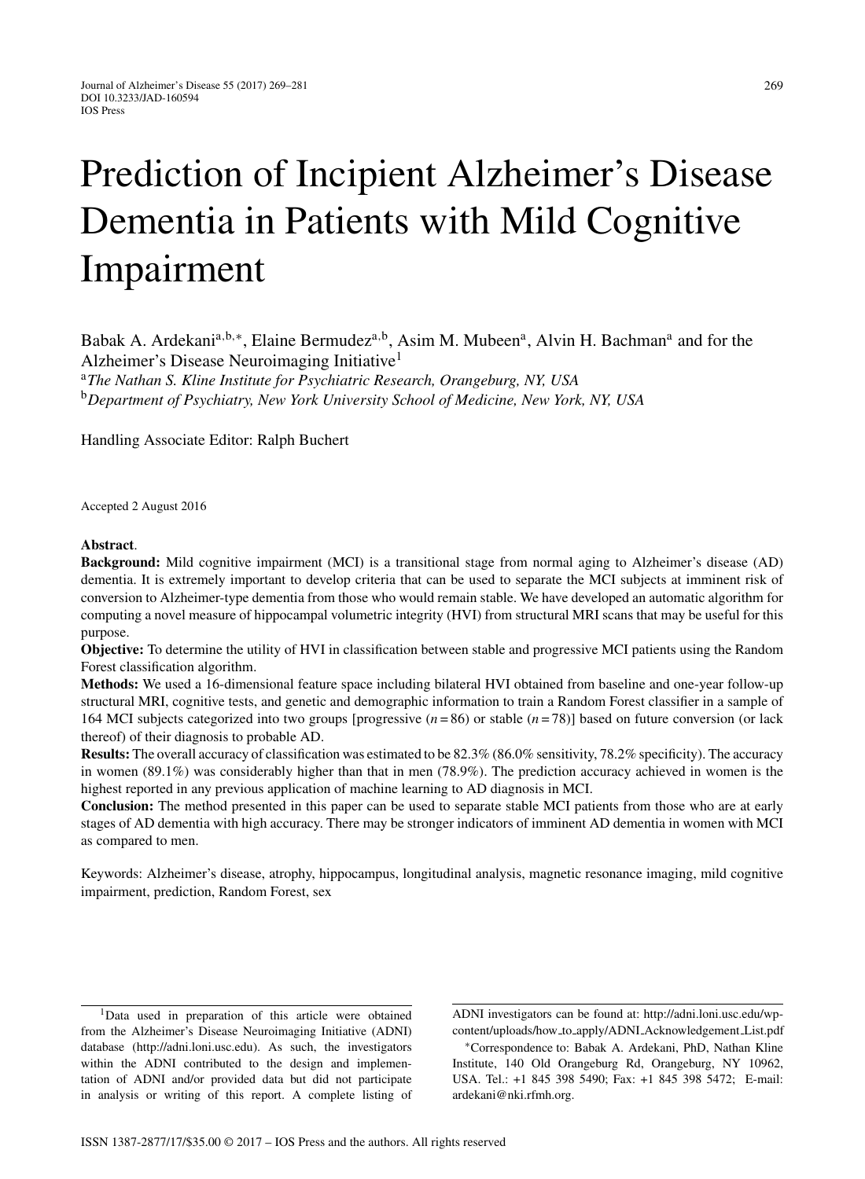# Prediction of Incipient Alzheimer's Disease Dementia in Patients with Mild Cognitive Impairment

Babak A. Ardekani[a,b,*], Elaine Bermudez[a,b], Asim M. Mubeen[a], Alvin H. Bachman[a] and for the Alzheimer's Disease Neuroimaging Initiative[1]

[a] *The Nathan S. Kline Institute for Psychiatric Research, Orangeburg, NY, USA*

[b] *Department of Psychiatry, New York University School of Medicine, New York, NY, USA*

Handling Associate Editor: Ralph Buchert

Accepted 2 August 2016

**Abstract**.

**Background:** Mild cognitive impairment (MCI) is a transitional stage from normal aging to Alzheimer's disease (AD) dementia. It is extremely important to develop criteria that can be used to separate the MCI subjects at imminent risk of conversion to Alzheimer-type dementia from those who would remain stable. We have developed an automatic algorithm for computing a novel measure of hippocampal volumetric integrity (HVI) from structural MRI scans that may be useful for this purpose.

**Objective:** To determine the utility of HVI in classification between stable and progressive MCI patients using the Random Forest classification algorithm.

**Methods:** We used a 16-dimensional feature space including bilateral HVI obtained from baseline and one-year follow-up structural MRI, cognitive tests, and genetic and demographic information to train a Random Forest classifier in a sample of 164 MCI subjects categorized into two groups [progressive ($n = 86$) or stable ($n = 78$)] based on future conversion (or lack thereof) of their diagnosis to probable AD.

**Results:** The overall accuracy of classification was estimated to be 82.3% (86.0% sensitivity, 78.2% specificity). The accuracy in women (89.1%) was considerably higher than that in men (78.9%). The prediction accuracy achieved in women is the highest reported in any previous application of machine learning to AD diagnosis in MCI.

**Conclusion:** The method presented in this paper can be used to separate stable MCI patients from those who are at early stages of AD dementia with high accuracy. There may be stronger indicators of imminent AD dementia in women with MCI as compared to men.

Keywords: Alzheimer's disease, atrophy, hippocampus, longitudinal analysis, magnetic resonance imaging, mild cognitive impairment, prediction, Random Forest, sex

[1]Data used in preparation of this article were obtained from the Alzheimer's Disease Neuroimaging Initiative (ADNI) database (http://adni.loni.usc.edu). As such, the investigators within the ADNI contributed to the design and implementation of ADNI and/or provided data but did not participate in analysis or writing of this report. A complete listing of ADNI investigators can be found at: http://adni.loni.usc.edu/wp-content/uploads/how_to_apply/ADNI_Acknowledgement_List.pdf

*Correspondence to: Babak A. Ardekani, PhD, Nathan Kline Institute, 140 Old Orangeburg Rd, Orangeburg, NY 10962, USA. Tel.: +1 845 398 5490; Fax: +1 845 398 5472; E-mail: ardekani@nki.rfmh.org.

ISSN 1387-2877/17/$35.00 © 2017 – IOS Press and the authors. All rights reserved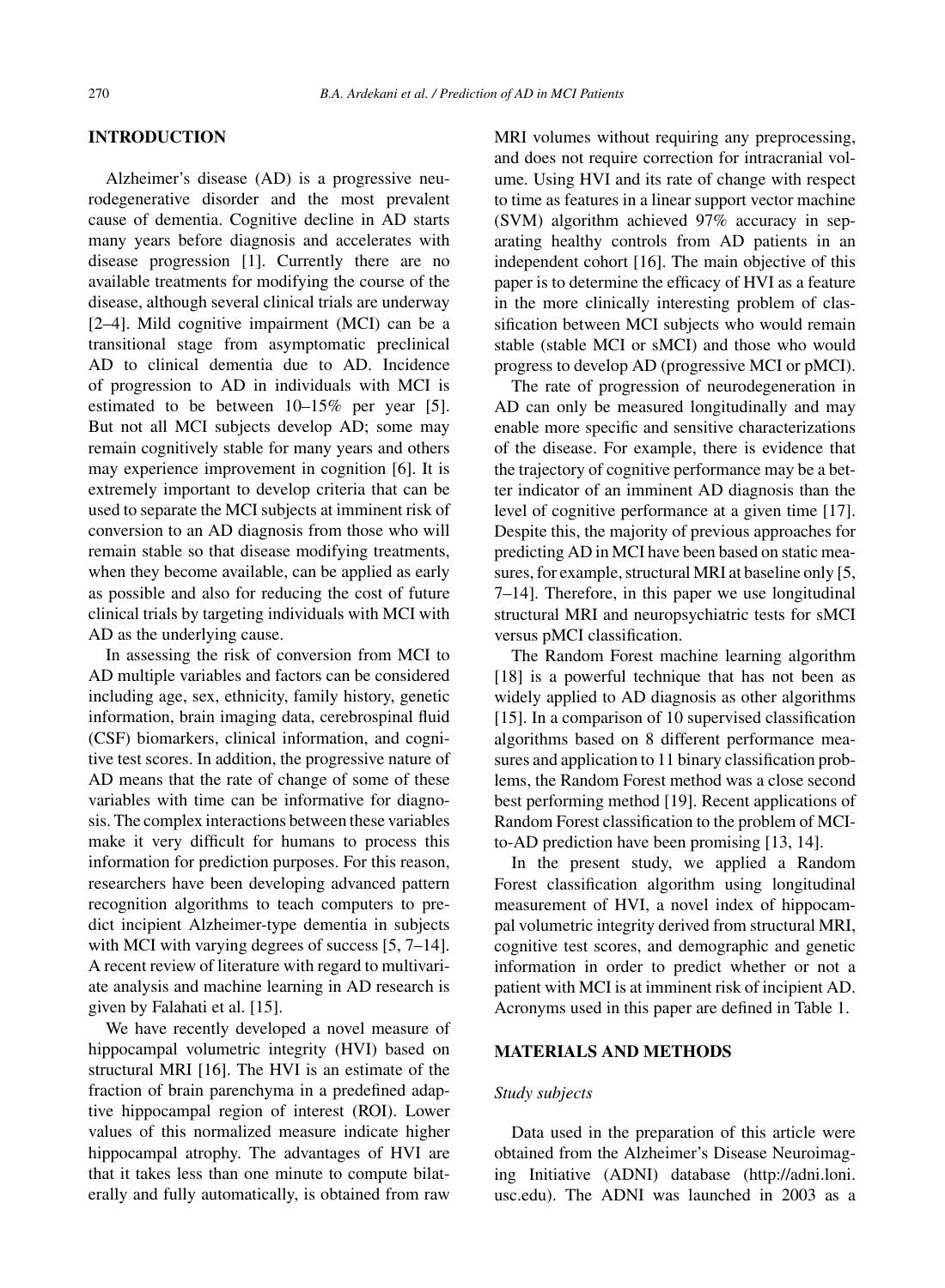## INTRODUCTION

Alzheimer's disease (AD) is a progressive neurodegenerative disorder and the most prevalent cause of dementia. Cognitive decline in AD starts many years before diagnosis and accelerates with disease progression [1]. Currently there are no available treatments for modifying the course of the disease, although several clinical trials are underway [2–4]. Mild cognitive impairment (MCI) can be a transitional stage from asymptomatic preclinical AD to clinical dementia due to AD. Incidence of progression to AD in individuals with MCI is estimated to be between 10–15% per year [5]. But not all MCI subjects develop AD; some may remain cognitively stable for many years and others may experience improvement in cognition [6]. It is extremely important to develop criteria that can be used to separate the MCI subjects at imminent risk of conversion to an AD diagnosis from those who will remain stable so that disease modifying treatments, when they become available, can be applied as early as possible and also for reducing the cost of future clinical trials by targeting individuals with MCI with AD as the underlying cause.

In assessing the risk of conversion from MCI to AD multiple variables and factors can be considered including age, sex, ethnicity, family history, genetic information, brain imaging data, cerebrospinal fluid (CSF) biomarkers, clinical information, and cognitive test scores. In addition, the progressive nature of AD means that the rate of change of some of these variables with time can be informative for diagnosis. The complex interactions between these variables make it very difficult for humans to process this information for prediction purposes. For this reason, researchers have been developing advanced pattern recognition algorithms to teach computers to predict incipient Alzheimer-type dementia in subjects with MCI with varying degrees of success [5, 7–14]. A recent review of literature with regard to multivariate analysis and machine learning in AD research is given by Falahati et al. [15].

We have recently developed a novel measure of hippocampal volumetric integrity (HVI) based on structural MRI [16]. The HVI is an estimate of the fraction of brain parenchyma in a predefined adaptive hippocampal region of interest (ROI). Lower values of this normalized measure indicate higher hippocampal atrophy. The advantages of HVI are that it takes less than one minute to compute bilaterally and fully automatically, is obtained from raw MRI volumes without requiring any preprocessing, and does not require correction for intracranial volume. Using HVI and its rate of change with respect to time as features in a linear support vector machine (SVM) algorithm achieved 97% accuracy in separating healthy controls from AD patients in an independent cohort [16]. The main objective of this paper is to determine the efficacy of HVI as a feature in the more clinically interesting problem of classification between MCI subjects who would remain stable (stable MCI or sMCI) and those who would progress to develop AD (progressive MCI or pMCI).

The rate of progression of neurodegeneration in AD can only be measured longitudinally and may enable more specific and sensitive characterizations of the disease. For example, there is evidence that the trajectory of cognitive performance may be a better indicator of an imminent AD diagnosis than the level of cognitive performance at a given time [17]. Despite this, the majority of previous approaches for predicting AD in MCI have been based on static measures, for example, structural MRI at baseline only [5, 7–14]. Therefore, in this paper we use longitudinal structural MRI and neuropsychiatric tests for sMCI versus pMCI classification.

The Random Forest machine learning algorithm [18] is a powerful technique that has not been as widely applied to AD diagnosis as other algorithms [15]. In a comparison of 10 supervised classification algorithms based on 8 different performance measures and application to 11 binary classification problems, the Random Forest method was a close second best performing method [19]. Recent applications of Random Forest classification to the problem of MCI-to-AD prediction have been promising [13, 14].

In the present study, we applied a Random Forest classification algorithm using longitudinal measurement of HVI, a novel index of hippocampal volumetric integrity derived from structural MRI, cognitive test scores, and demographic and genetic information in order to predict whether or not a patient with MCI is at imminent risk of incipient AD. Acronyms used in this paper are defined in Table 1.

## MATERIALS AND METHODS

### *Study subjects*

Data used in the preparation of this article were obtained from the Alzheimer's Disease Neuroimaging Initiative (ADNI) database (http://adni.loni.usc.edu). The ADNI was launched in 2003 as a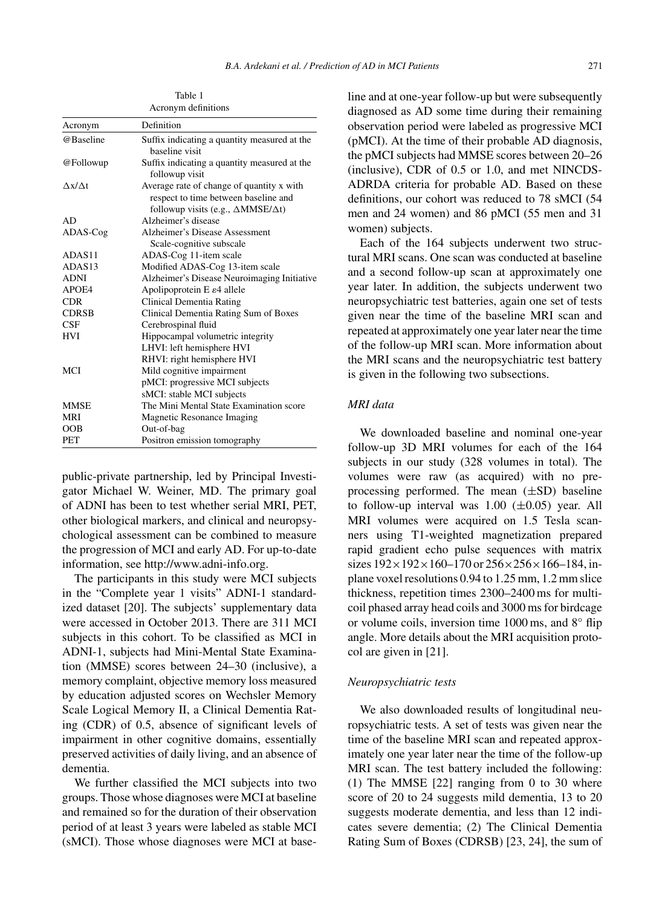Table 1
Acronym definitions

| Acronym | Definition |
|---|---|
| @Baseline | Suffix indicating a quantity measured at the baseline visit |
| @Followup | Suffix indicating a quantity measured at the followup visit |
| $\Delta x/\Delta t$ | Average rate of change of quantity x with respect to time between baseline and followup visits (e.g., $\Delta$MMSE/$\Delta$t) |
| AD | Alzheimer's disease |
| ADAS-Cog | Alzheimer's Disease Assessment Scale-cognitive subscale |
| ADAS11 | ADAS-Cog 11-item scale |
| ADAS13 | Modified ADAS-Cog 13-item scale |
| ADNI | Alzheimer's Disease Neuroimaging Initiative |
| APOE4 | Apolipoprotein E $\varepsilon$4 allele |
| CDR | Clinical Dementia Rating |
| CDRSB | Clinical Dementia Rating Sum of Boxes |
| CSF | Cerebrospinal fluid |
| HVI | Hippocampal volumetric integrity<br>LHVI: left hemisphere HVI<br>RHVI: right hemisphere HVI |
| MCI | Mild cognitive impairment<br>pMCI: progressive MCI subjects<br>sMCI: stable MCI subjects |
| MMSE | The Mini Mental State Examination score |
| MRI | Magnetic Resonance Imaging |
| OOB | Out-of-bag |
| PET | Positron emission tomography |

public-private partnership, led by Principal Investigator Michael W. Weiner, MD. The primary goal of ADNI has been to test whether serial MRI, PET, other biological markers, and clinical and neuropsychological assessment can be combined to measure the progression of MCI and early AD. For up-to-date information, see http://www.adni-info.org.

The participants in this study were MCI subjects in the "Complete year 1 visits" ADNI-1 standardized dataset [20]. The subjects' supplementary data were accessed in October 2013. There are 311 MCI subjects in this cohort. To be classified as MCI in ADNI-1, subjects had Mini-Mental State Examination (MMSE) scores between 24–30 (inclusive), a memory complaint, objective memory loss measured by education adjusted scores on Wechsler Memory Scale Logical Memory II, a Clinical Dementia Rating (CDR) of 0.5, absence of significant levels of impairment in other cognitive domains, essentially preserved activities of daily living, and an absence of dementia.

We further classified the MCI subjects into two groups. Those whose diagnoses were MCI at baseline and remained so for the duration of their observation period of at least 3 years were labeled as stable MCI (sMCI). Those whose diagnoses were MCI at baseline and at one-year follow-up but were subsequently diagnosed as AD some time during their remaining observation period were labeled as progressive MCI (pMCI). At the time of their probable AD diagnosis, the pMCI subjects had MMSE scores between 20–26 (inclusive), CDR of 0.5 or 1.0, and met NINCDS-ADRDA criteria for probable AD. Based on these definitions, our cohort was reduced to 78 sMCI (54 men and 24 women) and 86 pMCI (55 men and 31 women) subjects.

Each of the 164 subjects underwent two structural MRI scans. One scan was conducted at baseline and a second follow-up scan at approximately one year later. In addition, the subjects underwent two neuropsychiatric test batteries, again one set of tests given near the time of the baseline MRI scan and repeated at approximately one year later near the time of the follow-up MRI scan. More information about the MRI scans and the neuropsychiatric test battery is given in the following two subsections.

### *MRI data*

We downloaded baseline and nominal one-year follow-up 3D MRI volumes for each of the 164 subjects in our study (328 volumes in total). The volumes were raw (as acquired) with no preprocessing performed. The mean ($\pm$SD) baseline to follow-up interval was 1.00 ($\pm$0.05) year. All MRI volumes were acquired on 1.5 Tesla scanners using T1-weighted magnetization prepared rapid gradient echo pulse sequences with matrix sizes $192\times192\times160$–170 or $256\times256\times166$–184, in-plane voxel resolutions 0.94 to 1.25 mm, 1.2 mm slice thickness, repetition times 2300–2400 ms for multicoil phased array head coils and 3000 ms for birdcage or volume coils, inversion time 1000 ms, and 8° flip angle. More details about the MRI acquisition protocol are given in [21].

### *Neuropsychiatric tests*

We also downloaded results of longitudinal neuropsychiatric tests. A set of tests was given near the time of the baseline MRI scan and repeated approximately one year later near the time of the follow-up MRI scan. The test battery included the following: (1) The MMSE [22] ranging from 0 to 30 where score of 20 to 24 suggests mild dementia, 13 to 20 suggests moderate dementia, and less than 12 indicates severe dementia; (2) The Clinical Dementia Rating Sum of Boxes (CDRSB) [23, 24], the sum of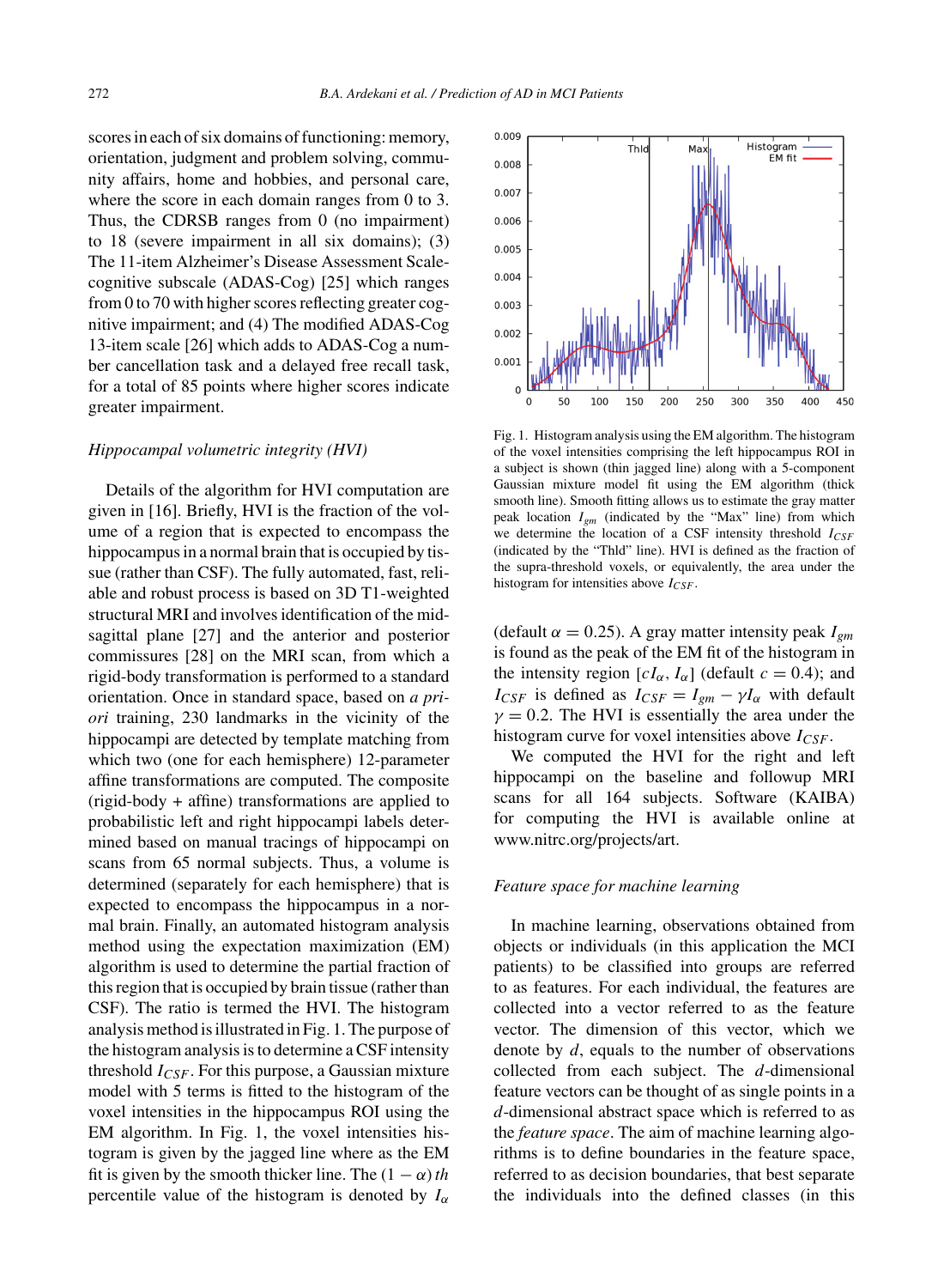scores in each of six domains of functioning: memory, orientation, judgment and problem solving, community affairs, home and hobbies, and personal care, where the score in each domain ranges from 0 to 3. Thus, the CDRSB ranges from 0 (no impairment) to 18 (severe impairment in all six domains); (3) The 11-item Alzheimer's Disease Assessment Scale-cognitive subscale (ADAS-Cog) [25] which ranges from 0 to 70 with higher scores reflecting greater cognitive impairment; and (4) The modified ADAS-Cog 13-item scale [26] which adds to ADAS-Cog a number cancellation task and a delayed free recall task, for a total of 85 points where higher scores indicate greater impairment.

### *Hippocampal volumetric integrity (HVI)*

Details of the algorithm for HVI computation are given in [16]. Briefly, HVI is the fraction of the volume of a region that is expected to encompass the hippocampus in a normal brain that is occupied by tissue (rather than CSF). The fully automated, fast, reliable and robust process is based on 3D T1-weighted structural MRI and involves identification of the mid-sagittal plane [27] and the anterior and posterior commissures [28] on the MRI scan, from which a rigid-body transformation is performed to a standard orientation. Once in standard space, based on *a priori* training, 230 landmarks in the vicinity of the hippocampi are detected by template matching from which two (one for each hemisphere) 12-parameter affine transformations are computed. The composite (rigid-body + affine) transformations are applied to probabilistic left and right hippocampus labels determined based on manual tracings of hippocampi on scans from 65 normal subjects. Thus, a volume is determined (separately for each hemisphere) that is expected to encompass the hippocampus in a normal brain. Finally, an automated histogram analysis method using the expectation maximization (EM) algorithm is used to determine the partial fraction of this region that is occupied by brain tissue (rather than CSF). The ratio is termed the HVI. The histogram analysis method is illustrated in Fig. 1. The purpose of the histogram analysis is to determine a CSF intensity threshold $I_{CSF}$. For this purpose, a Gaussian mixture model with 5 terms is fitted to the histogram of the voxel intensities in the hippocampus ROI using the EM algorithm. In Fig. 1, the voxel intensities histogram is given by the jagged line where as the EM fit is given by the smooth thicker line. The $(1 - \alpha)$ *th* percentile value of the histogram is denoted by $I_\alpha$ (default $\alpha = 0.25$). A gray matter intensity peak $I_{gm}$ is found as the peak of the EM fit of the histogram in the intensity region $[cI_\alpha, I_\alpha]$ (default $c = 0.4$); and $I_{CSF}$ is defined as $I_{CSF} = I_{gm} - \gamma I_\alpha$ with default $\gamma = 0.2$. The HVI is essentially the area under the histogram curve for voxel intensities above $I_{CSF}$.

Fig. 1. Histogram analysis using the EM algorithm. The histogram of the voxel intensities comprising the left hippocampus ROI in a subject is shown (thin jagged line) along with a 5-component Gaussian mixture model fit using the EM algorithm (thick smooth line). Smooth fitting allows us to estimate the gray matter peak location $I_{gm}$ (indicated by the "Max" line) from which we determine the location of a CSF intensity threshold $I_{CSF}$ (indicated by the "Thld" line). HVI is defined as the fraction of the supra-threshold voxels, or equivalently, the area under the histogram for intensities above $I_{CSF}$.

We computed the HVI for the right and left hippocampi on the baseline and followup MRI scans for all 164 subjects. Software (KAIBA) for computing the HVI is available online at www.nitrc.org/projects/art.

### *Feature space for machine learning*

In machine learning, observations obtained from objects or individuals (in this application the MCI patients) to be classified into groups are referred to as features. For each individual, the features are collected into a vector referred to as the feature vector. The dimension of this vector, which we denote by $d$, equals to the number of observations collected from each subject. The $d$-dimensional feature vectors can be thought of as single points in a $d$-dimensional abstract space which is referred to as the *feature space*. The aim of machine learning algorithms is to define boundaries in the feature space, referred to as decision boundaries, that best separate the individuals into the defined classes (in this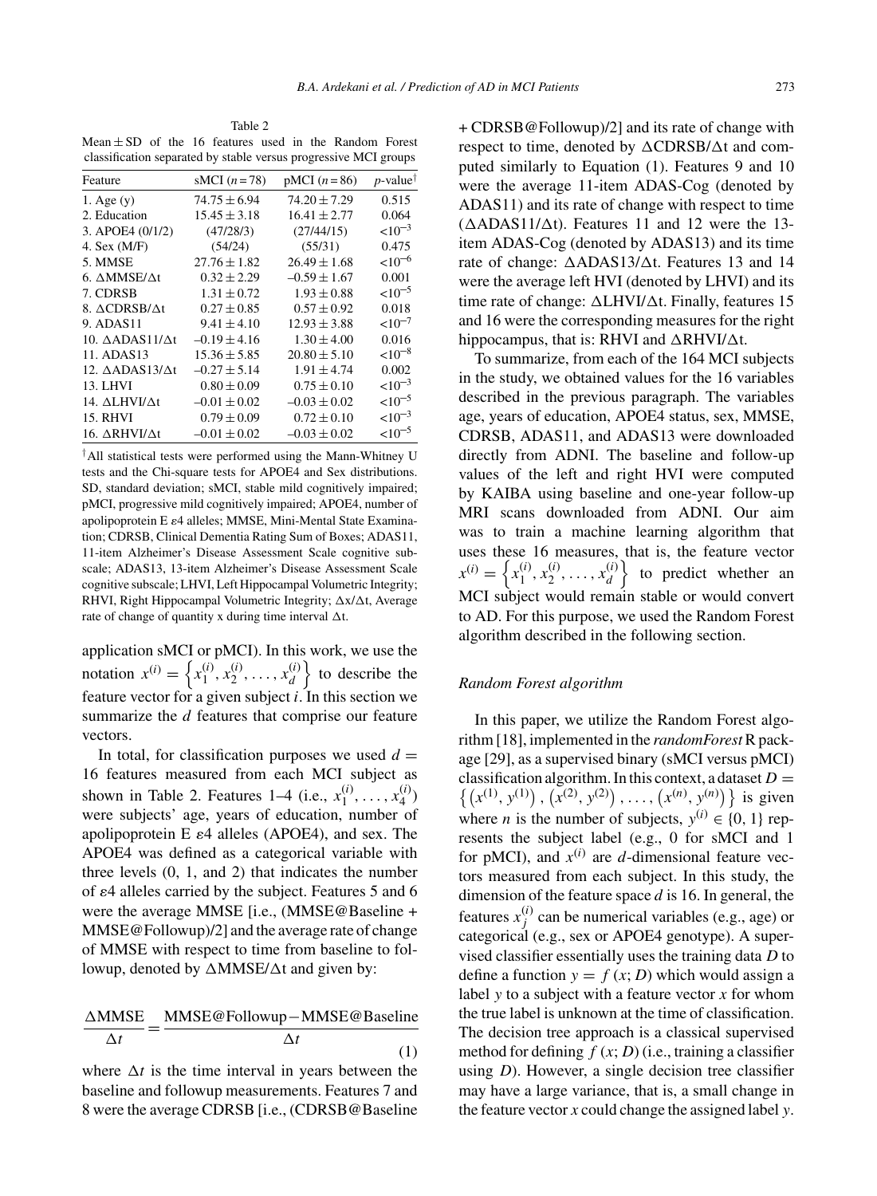Table 2
Mean ± SD of the 16 features used in the Random Forest classification separated by stable versus progressive MCI groups

| Feature | sMCI ($n = 78$) | pMCI ($n = 86$) | $p$-value[†] |
|---|---|---|---|
| 1. Age (y) | $74.75 \pm 6.94$ | $74.20 \pm 7.29$ | 0.515 |
| 2. Education | $15.45 \pm 3.18$ | $16.41 \pm 2.77$ | 0.064 |
| 3. APOE4 (0/1/2) | (47/28/3) | (27/44/15) | $<10^{-3}$ |
| 4. Sex (M/F) | (54/24) | (55/31) | 0.475 |
| 5. MMSE | $27.76 \pm 1.82$ | $26.49 \pm 1.68$ | $<10^{-6}$ |
| 6. ΔMMSE/Δt | $0.32 \pm 2.29$ | $-0.59 \pm 1.67$ | 0.001 |
| 7. CDRSB | $1.31 \pm 0.72$ | $1.93 \pm 0.88$ | $<10^{-5}$ |
| 8. ΔCDRSB/Δt | $0.27 \pm 0.85$ | $0.57 \pm 0.92$ | 0.018 |
| 9. ADAS11 | $9.41 \pm 4.10$ | $12.93 \pm 3.88$ | $<10^{-7}$ |
| 10. ΔADAS11/Δt | $-0.19 \pm 4.16$ | $1.30 \pm 4.00$ | 0.016 |
| 11. ADAS13 | $15.36 \pm 5.85$ | $20.80 \pm 5.10$ | $<10^{-8}$ |
| 12. ΔADAS13/Δt | $-0.27 \pm 5.14$ | $1.91 \pm 4.74$ | 0.002 |
| 13. LHVI | $0.80 \pm 0.09$ | $0.75 \pm 0.10$ | $<10^{-3}$ |
| 14. ΔLHVI/Δt | $-0.01 \pm 0.02$ | $-0.03 \pm 0.02$ | $<10^{-5}$ |
| 15. RHVI | $0.79 \pm 0.09$ | $0.72 \pm 0.10$ | $<10^{-3}$ |
| 16. ΔRHVI/Δt | $-0.01 \pm 0.02$ | $-0.03 \pm 0.02$ | $<10^{-5}$ |

[†]All statistical tests were performed using the Mann-Whitney U tests and the Chi-square tests for APOE4 and Sex distributions. SD, standard deviation; sMCI, stable mild cognitively impaired; pMCI, progressive mild cognitively impaired; APOE4, number of apolipoprotein E ε4 alleles; MMSE, Mini-Mental State Examination; CDRSB, Clinical Dementia Rating Sum of Boxes; ADAS11, 11-item Alzheimer's Disease Assessment Scale cognitive subscale; ADAS13, 13-item Alzheimer's Disease Assessment Scale cognitive subscale; LHVI, Left Hippocampal Volumetric Integrity; RHVI, Right Hippocampal Volumetric Integrity; Δx/Δt, Average rate of change of quantity x during time interval Δt.

application sMCI or pMCI). In this work, we use the notation $x^{(i)} = \left\{x_1^{(i)}, x_2^{(i)}, \ldots, x_d^{(i)}\right\}$ to describe the feature vector for a given subject $i$. In this section we summarize the $d$ features that comprise our feature vectors.

In total, for classification purposes we used $d = 16$ features measured from each MCI subject as shown in Table 2. Features 1–4 (i.e., $x_1^{(i)}, \ldots, x_4^{(i)}$) were subjects' age, years of education, number of apolipoprotein E ε4 alleles (APOE4), and sex. The APOE4 was defined as a categorical variable with three levels (0, 1, and 2) that indicates the number of ε4 alleles carried by the subject. Features 5 and 6 were the average MMSE [i.e., (MMSE@Baseline + MMSE@Followup)/2] and the average rate of change of MMSE with respect to time from baseline to followup, denoted by ΔMMSE/Δt and given by:

$$\frac{\Delta \text{MMSE}}{\Delta t} = \frac{\text{MMSE@Followup} - \text{MMSE@Baseline}}{\Delta t} \tag{1}$$

where $\Delta t$ is the time interval in years between the baseline and followup measurements. Features 7 and 8 were the average CDRSB [i.e., (CDRSB@Baseline + CDRSB@Followup)/2] and its rate of change with respect to time, denoted by ΔCDRSB/Δt and computed similarly to Equation (1). Features 9 and 10 were the average 11-item ADAS-Cog (denoted by ADAS11) and its rate of change with respect to time (ΔADAS11/Δt). Features 11 and 12 were the 13-item ADAS-Cog (denoted by ADAS13) and its time rate of change: ΔADAS13/Δt. Features 13 and 14 were the average left HVI (denoted by LHVI) and its time rate of change: ΔLHVI/Δt. Finally, features 15 and 16 were the corresponding measures for the right hippocampus, that is: RHVI and ΔRHVI/Δt.

To summarize, from each of the 164 MCI subjects in the study, we obtained values for the 16 variables described in the previous paragraph. The variables age, years of education, APOE4 status, sex, MMSE, CDRSB, ADAS11, and ADAS13 were downloaded directly from ADNI. The baseline and follow-up values of the left and right HVI were computed by KAIBA using baseline and one-year follow-up MRI scans downloaded from ADNI. Our aim was to train a machine learning algorithm that uses these 16 measures, that is, the feature vector $x^{(i)} = \left\{x_1^{(i)}, x_2^{(i)}, \ldots, x_d^{(i)}\right\}$ to predict whether an MCI subject would remain stable or would convert to AD. For this purpose, we used the Random Forest algorithm described in the following section.

### *Random Forest algorithm*

In this paper, we utilize the Random Forest algorithm [18], implemented in the *randomForest* R package [29], as a supervised binary (sMCI versus pMCI) classification algorithm. In this context, a dataset $D = \left\{\left(x^{(1)}, y^{(1)}\right), \left(x^{(2)}, y^{(2)}\right), \ldots, \left(x^{(n)}, y^{(n)}\right)\right\}$ is given where $n$ is the number of subjects, $y^{(i)} \in \{0, 1\}$ represents the subject label (e.g., 0 for sMCI and 1 for pMCI), and $x^{(i)}$ are $d$-dimensional feature vectors measured from each subject. In this study, the dimension of the feature space $d$ is 16. In general, the features $x_j^{(i)}$ can be numerical variables (e.g., age) or categorical (e.g., sex or APOE4 genotype). A supervised classifier essentially uses the training data $D$ to define a function $y = f(x; D)$ which would assign a label $y$ to a subject with a feature vector $x$ for whom the true label is unknown at the time of classification. The decision tree approach is a classical supervised method for defining $f(x; D)$ (i.e., training a classifier using $D$). However, a single decision tree classifier may have a large variance, that is, a small change in the feature vector $x$ could change the assigned label $y$.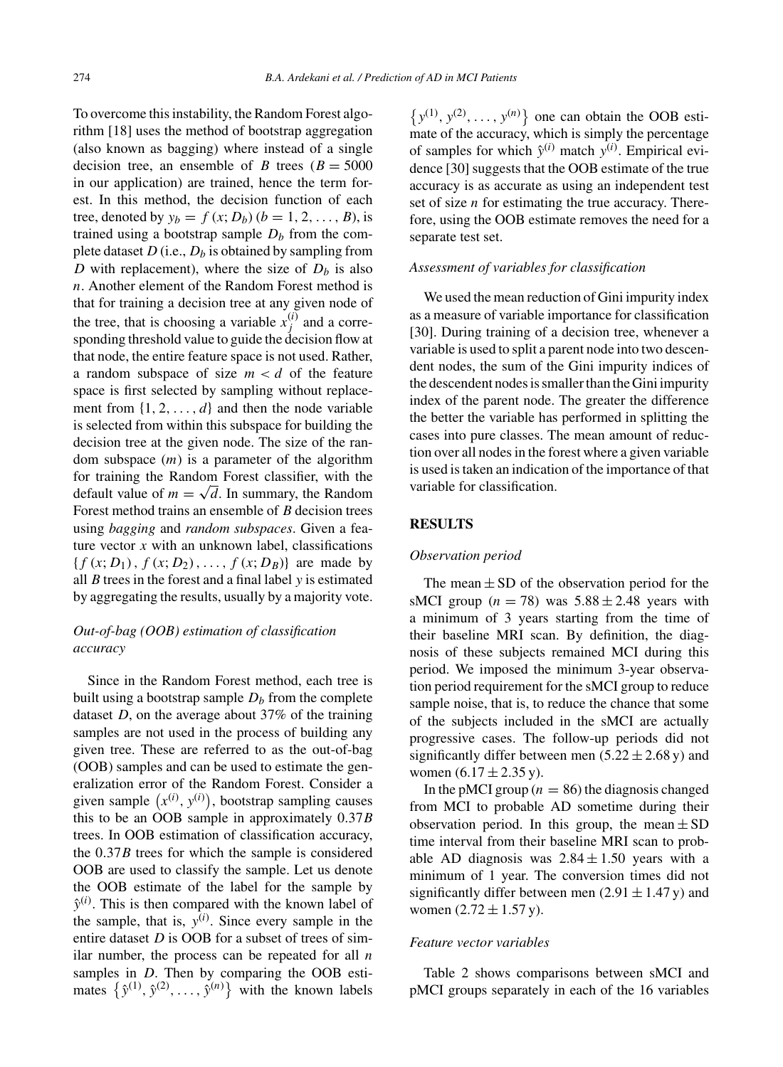To overcome this instability, the Random Forest algorithm [18] uses the method of bootstrap aggregation (also known as bagging) where instead of a single decision tree, an ensemble of $B$ trees ($B = 5000$ in our application) are trained, hence the term forest. In this method, the decision function of each tree, denoted by $y_b = f(x; D_b)$ $(b = 1, 2, \ldots, B)$, is trained using a bootstrap sample $D_b$ from the complete dataset $D$ (i.e., $D_b$ is obtained by sampling from $D$ with replacement), where the size of $D_b$ is also $n$. Another element of the Random Forest method is that for training a decision tree at any given node of the tree, that is choosing a variable $x_j^{(i)}$ and a corresponding threshold value to guide the decision flow at that node, the entire feature space is not used. Rather, a random subspace of size $m < d$ of the feature space is first selected by sampling without replacement from $\{1, 2, \ldots, d\}$ and then the node variable is selected from within this subspace for building the decision tree at the given node. The size of the random subspace ($m$) is a parameter of the algorithm for training the Random Forest classifier, with the default value of $m = \sqrt{d}$. In summary, the Random Forest method trains an ensemble of $B$ decision trees using *bagging* and *random subspaces*. Given a feature vector $x$ with an unknown label, classifications $\{f(x; D_1), f(x; D_2), \ldots, f(x; D_B)\}$ are made by all $B$ trees in the forest and a final label $y$ is estimated by aggregating the results, usually by a majority vote.

### *Out-of-bag (OOB) estimation of classification accuracy*

Since in the Random Forest method, each tree is built using a bootstrap sample $D_b$ from the complete dataset $D$, on the average about 37% of the training samples are not used in the process of building any given tree. These are referred to as the out-of-bag (OOB) samples and can be used to estimate the generalization error of the Random Forest. Consider a given sample $\left(x^{(i)}, y^{(i)}\right)$, bootstrap sampling causes this to be an OOB sample in approximately $0.37B$ trees. In OOB estimation of classification accuracy, the $0.37B$ trees for which the sample is considered OOB are used to classify the sample. Let us denote the OOB estimate of the label for the sample by $\hat{y}^{(i)}$. This is then compared with the known label of the sample, that is, $y^{(i)}$. Since every sample in the entire dataset $D$ is OOB for a subset of trees of similar number, the process can be repeated for all $n$ samples in $D$. Then by comparing the OOB estimates $\left\{\hat{y}^{(1)}, \hat{y}^{(2)}, \ldots, \hat{y}^{(n)}\right\}$ with the known labels $\left\{y^{(1)}, y^{(2)}, \ldots, y^{(n)}\right\}$ one can obtain the OOB estimate of the accuracy, which is simply the percentage of samples for which $\hat{y}^{(i)}$ match $y^{(i)}$. Empirical evidence [30] suggests that the OOB estimate of the true accuracy is as accurate as using an independent test set of size $n$ for estimating the true accuracy. Therefore, using the OOB estimate removes the need for a separate test set.

### *Assessment of variables for classification*

We used the mean reduction of Gini impurity index as a measure of variable importance for classification [30]. During training of a decision tree, whenever a variable is used to split a parent node into two descendent nodes, the sum of the Gini impurity indices of the descendent nodes is smaller than the Gini impurity index of the parent node. The greater the difference the better the variable has performed in splitting the cases into pure classes. The mean amount of reduction over all nodes in the forest where a given variable is used is taken an indication of the importance of that variable for classification.

## RESULTS

### *Observation period*

The mean $\pm$ SD of the observation period for the sMCI group ($n = 78$) was $5.88 \pm 2.48$ years with a minimum of 3 years starting from the time of their baseline MRI scan. By definition, the diagnosis of these subjects remained MCI during this period. We imposed the minimum 3-year observation period requirement for the sMCI group to reduce sample noise, that is, to reduce the chance that some of the subjects included in the sMCI are actually progressive cases. The follow-up periods did not significantly differ between men ($5.22 \pm 2.68$ y) and women ($6.17 \pm 2.35$ y).

In the pMCI group ($n = 86$) the diagnosis changed from MCI to probable AD sometime during their observation period. In this group, the mean $\pm$ SD time interval from their baseline MRI scan to probable AD diagnosis was $2.84 \pm 1.50$ years with a minimum of 1 year. The conversion times did not significantly differ between men ($2.91 \pm 1.47$ y) and women ($2.72 \pm 1.57$ y).

### *Feature vector variables*

Table 2 shows comparisons between sMCI and pMCI groups separately in each of the 16 variables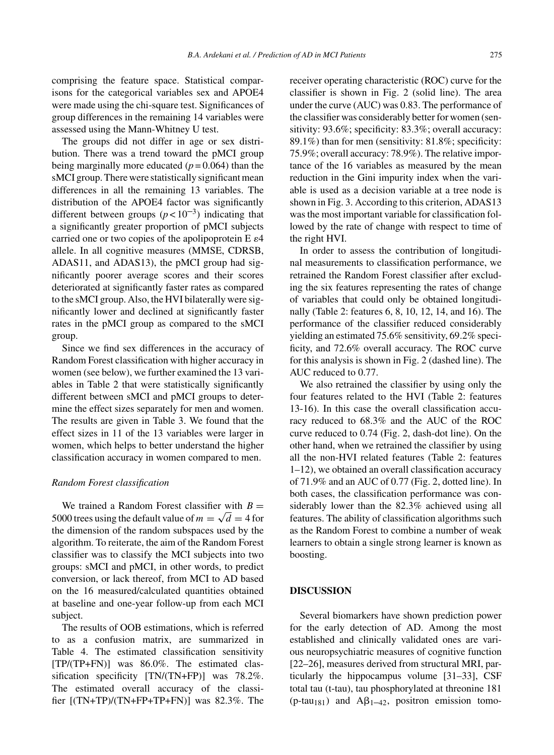comprising the feature space. Statistical comparisons for the categorical variables sex and APOE4 were made using the chi-square test. Significances of group differences in the remaining 14 variables were assessed using the Mann-Whitney U test.

The groups did not differ in age or sex distribution. There was a trend toward the pMCI group being marginally more educated ($p = 0.064$) than the sMCI group. There were statistically significant mean differences in all the remaining 13 variables. The distribution of the APOE4 factor was significantly different between groups ($p < 10^{-3}$) indicating that a significantly greater proportion of pMCI subjects carried one or two copies of the apolipoprotein E $\varepsilon 4$ allele. In all cognitive measures (MMSE, CDRSB, ADAS11, and ADAS13), the pMCI group had significantly poorer average scores and their scores deteriorated at significantly faster rates as compared to the sMCI group. Also, the HVI bilaterally were significantly lower and declined at significantly faster rates in the pMCI group as compared to the sMCI group.

Since we find sex differences in the accuracy of Random Forest classification with higher accuracy in women (see below), we further examined the 13 variables in Table 2 that were statistically significantly different between sMCI and pMCI groups to determine the effect sizes separately for men and women. The results are given in Table 3. We found that the effect sizes in 11 of the 13 variables were larger in women, which helps to better understand the higher classification accuracy in women compared to men.

### *Random Forest classification*

We trained a Random Forest classifier with $B = 5000$ trees using the default value of $m = \sqrt{d} = 4$ for the dimension of the random subspaces used by the algorithm. To reiterate, the aim of the Random Forest classifier was to classify the MCI subjects into two groups: sMCI and pMCI, in other words, to predict conversion, or lack thereof, from MCI to AD based on the 16 measured/calculated quantities obtained at baseline and one-year follow-up from each MCI subject.

The results of OOB estimations, which is referred to as a confusion matrix, are summarized in Table 4. The estimated classification sensitivity [TP/(TP+FN)] was 86.0%. The estimated classification specificity [TN/(TN+FP)] was 78.2%. The estimated overall accuracy of the classifier [(TN+TP)/(TN+FP+TP+FN)] was 82.3%. The receiver operating characteristic (ROC) curve for the classifier is shown in Fig. 2 (solid line). The area under the curve (AUC) was 0.83. The performance of the classifier was considerably better for women (sensitivity: 93.6%; specificity: 83.3%; overall accuracy: 89.1%) than for men (sensitivity: 81.8%; specificity: 75.9%; overall accuracy: 78.9%). The relative importance of the 16 variables as measured by the mean reduction in the Gini impurity index when the variable is used as a decision variable at a tree node is shown in Fig. 3. According to this criterion, ADAS13 was the most important variable for classification followed by the rate of change with respect to time of the right HVI.

In order to assess the contribution of longitudinal measurements to classification performance, we retrained the Random Forest classifier after excluding the six features representing the rates of change of variables that could only be obtained longitudinally (Table 2: features 6, 8, 10, 12, 14, and 16). The performance of the classifier reduced considerably yielding an estimated 75.6% sensitivity, 69.2% specificity, and 72.6% overall accuracy. The ROC curve for this analysis is shown in Fig. 2 (dashed line). The AUC reduced to 0.77.

We also retrained the classifier by using only the four features related to the HVI (Table 2: features 13-16). In this case the overall classification accuracy reduced to 68.3% and the AUC of the ROC curve reduced to 0.74 (Fig. 2, dash-dot line). On the other hand, when we retrained the classifier by using all the non-HVI related features (Table 2: features 1–12), we obtained an overall classification accuracy of 71.9% and an AUC of 0.77 (Fig. 2, dotted line). In both cases, the classification performance was considerably lower than the 82.3% achieved using all features. The ability of classification algorithms such as the Random Forest to combine a number of weak learners to obtain a single strong learner is known as boosting.

## DISCUSSION

Several biomarkers have shown prediction power for the early detection of AD. Among the most established and clinically validated ones are various neuropsychiatric measures of cognitive function [22–26], measures derived from structural MRI, particularly the hippocampus volume [31–33], CSF total tau (t-tau), tau phosphorylated at threonine 181 ($\text{p-tau}_{181}$) and $\text{A}\beta_{1-42}$, positron emission tomo-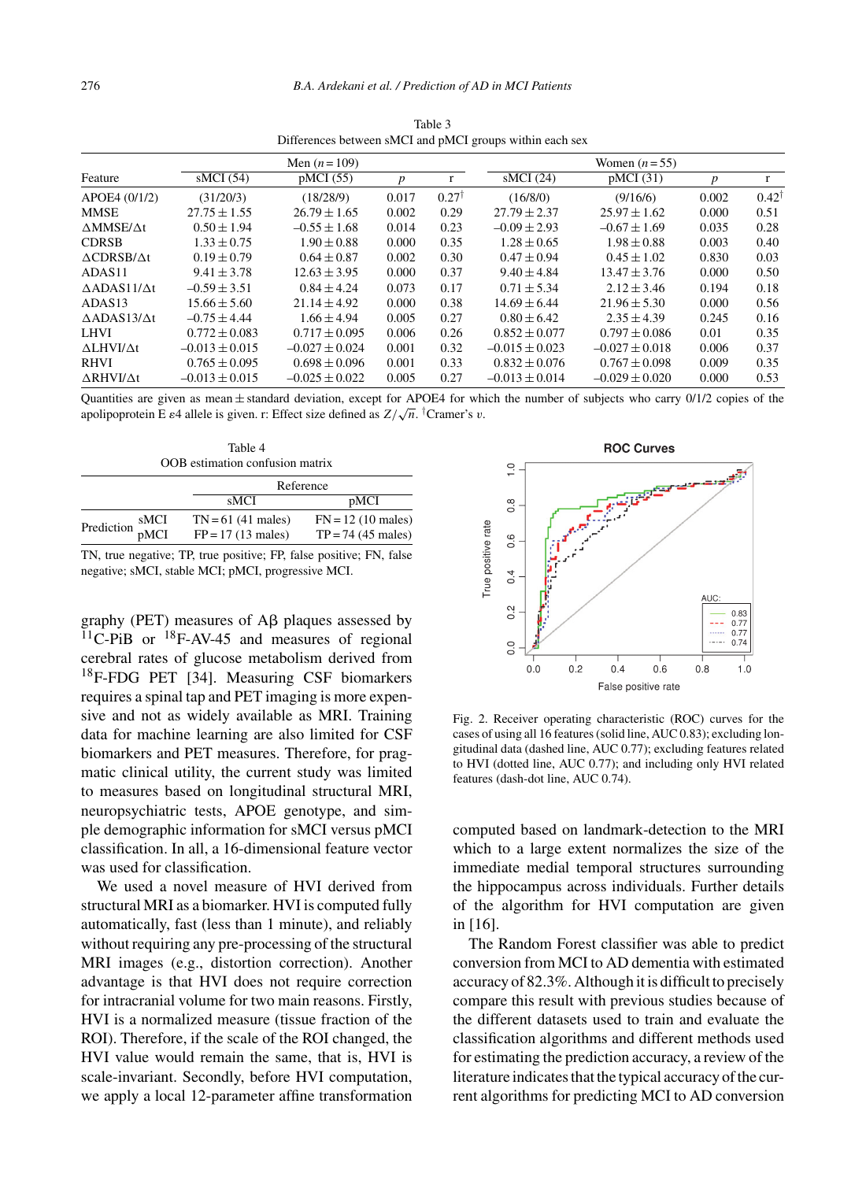Table 3
Differences between sMCI and pMCI groups within each sex

| Feature | Men ($n = 109$) | | | | Women ($n = 55$) | | | |
|---|---|---|---|---|---|---|---|---|
| | sMCI (54) | pMCI (55) | $p$ | r | sMCI (24) | pMCI (31) | $p$ | r |
| APOE4 (0/1/2) | (31/20/3) | (18/28/9) | 0.017 | 0.27† | (16/8/0) | (9/16/6) | 0.002 | 0.42† |
| MMSE | 27.75 ± 1.55 | 26.79 ± 1.65 | 0.002 | 0.29 | 27.79 ± 2.37 | 25.97 ± 1.62 | 0.000 | 0.51 |
| ΔMMSE/Δt | 0.50 ± 1.94 | −0.55 ± 1.68 | 0.014 | 0.23 | −0.09 ± 2.93 | −0.67 ± 1.69 | 0.035 | 0.28 |
| CDRSB | 1.33 ± 0.75 | 1.90 ± 0.88 | 0.000 | 0.35 | 1.28 ± 0.65 | 1.98 ± 0.88 | 0.003 | 0.40 |
| ΔCDRSB/Δt | 0.19 ± 0.79 | 0.64 ± 0.87 | 0.002 | 0.30 | 0.47 ± 0.94 | 0.45 ± 1.02 | 0.830 | 0.03 |
| ADAS11 | 9.41 ± 3.78 | 12.63 ± 3.95 | 0.000 | 0.37 | 9.40 ± 4.84 | 13.47 ± 3.76 | 0.000 | 0.50 |
| ΔADAS11/Δt | −0.59 ± 3.51 | 0.84 ± 4.24 | 0.073 | 0.17 | 0.71 ± 5.34 | 2.12 ± 3.46 | 0.194 | 0.18 |
| ADAS13 | 15.66 ± 5.60 | 21.14 ± 4.92 | 0.000 | 0.38 | 14.69 ± 6.44 | 21.96 ± 5.30 | 0.000 | 0.56 |
| ΔADAS13/Δt | −0.75 ± 4.44 | 1.66 ± 4.94 | 0.005 | 0.27 | 0.80 ± 6.42 | 2.35 ± 4.39 | 0.245 | 0.16 |
| LHVI | 0.772 ± 0.083 | 0.717 ± 0.095 | 0.006 | 0.26 | 0.852 ± 0.077 | 0.797 ± 0.086 | 0.01 | 0.35 |
| ΔLHVI/Δt | −0.013 ± 0.015 | −0.027 ± 0.024 | 0.001 | 0.32 | −0.015 ± 0.023 | −0.027 ± 0.018 | 0.006 | 0.37 |
| RHVI | 0.765 ± 0.095 | 0.698 ± 0.096 | 0.001 | 0.33 | 0.832 ± 0.076 | 0.767 ± 0.098 | 0.009 | 0.35 |
| ΔRHVI/Δt | −0.013 ± 0.015 | −0.025 ± 0.022 | 0.005 | 0.27 | −0.013 ± 0.014 | −0.029 ± 0.020 | 0.000 | 0.53 |

Quantities are given as mean ± standard deviation, except for APOE4 for which the number of subjects who carry 0/1/2 copies of the apolipoprotein E ε4 allele is given. r: Effect size defined as $Z/\sqrt{n}$. †Cramer's $v$.

Table 4
OOB estimation confusion matrix

| | | Reference | |
|---|---|---|---|
| | | sMCI | pMCI |
| Prediction | sMCI | TN = 61 (41 males) | FN = 12 (10 males) |
| | pMCI | FP = 17 (13 males) | TP = 74 (45 males) |

TN, true negative; TP, true positive; FP, false positive; FN, false negative; sMCI, stable MCI; pMCI, progressive MCI.

graphy (PET) measures of Aβ plaques assessed by $^{11}$C-PiB or $^{18}$F-AV-45 and measures of regional cerebral rates of glucose metabolism derived from $^{18}$F-FDG PET [34]. Measuring CSF biomarkers requires a spinal tap and PET imaging is more expensive and not as widely available as MRI. Training data for machine learning are also limited for CSF biomarkers and PET measures. Therefore, for pragmatic clinical utility, the current study was limited to measures based on longitudinal structural MRI, neuropsychiatric tests, APOE genotype, and simple demographic information for sMCI versus pMCI classification. In all, a 16-dimensional feature vector was used for classification.

We used a novel measure of HVI derived from structural MRI as a biomarker. HVI is computed fully automatically, fast (less than 1 minute), and reliably without requiring any pre-processing of the structural MRI images (e.g., distortion correction). Another advantage is that HVI does not require correction for intracranial volume for two main reasons. Firstly, HVI is a normalized measure (tissue fraction of the ROI). Therefore, if the scale of the ROI changed, the HVI value would remain the same, that is, HVI is scale-invariant. Secondly, before HVI computation, we apply a local 12-parameter affine transformation computed based on landmark-detection to the MRI which to a large extent normalizes the size of the immediate medial temporal structures surrounding the hippocampus across individuals. Further details of the algorithm for HVI computation are given in [16].

Fig. 2. Receiver operating characteristic (ROC) curves for the cases of using all 16 features (solid line, AUC 0.83); excluding longitudinal data (dashed line, AUC 0.77); excluding features related to HVI (dotted line, AUC 0.77); and including only HVI related features (dash-dot line, AUC 0.74).

The Random Forest classifier was able to predict conversion from MCI to AD dementia with estimated accuracy of 82.3%. Although it is difficult to precisely compare this result with previous studies because of the different datasets used to train and evaluate the classification algorithms and different methods used for estimating the prediction accuracy, a review of the literature indicates that the typical accuracy of the current algorithms for predicting MCI to AD conversion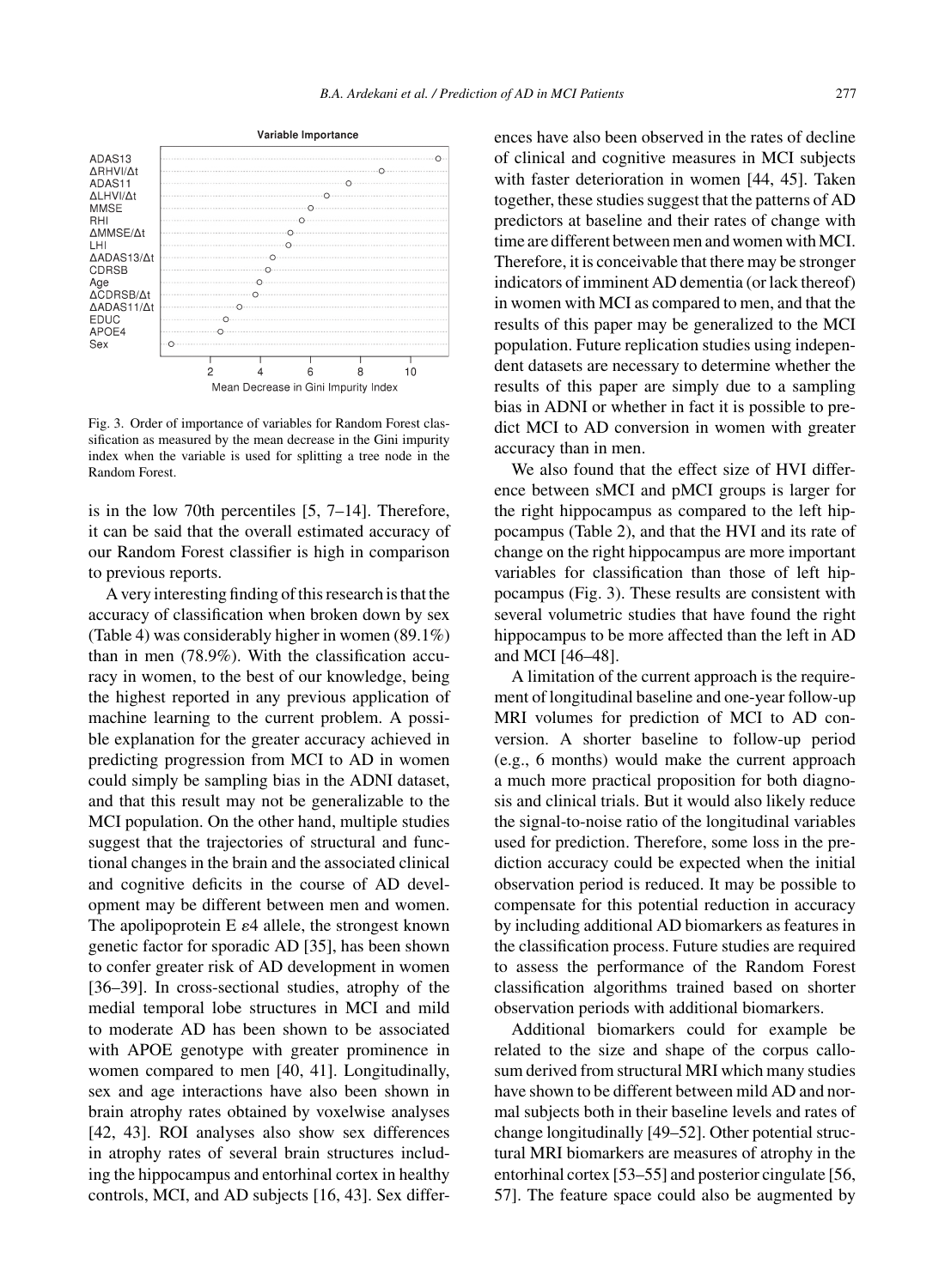Variable Importance

ADAS13
ΔRHVI/Δt
ADAS11
ΔLHVI/Δt
MMSE
RHI
ΔMMSE/Δt
LHI
ΔADAS13/Δt
CDRSB
Age
ΔCDRSB/Δt
ΔADAS11/Δt
EDUC
APOE4
Sex

2 4 6 8 10

Mean Decrease in Gini Impurity Index

Fig. 3. Order of importance of variables for Random Forest classification as measured by the mean decrease in the Gini impurity index when the variable is used for splitting a tree node in the Random Forest.

is in the low 70th percentiles [5, 7–14]. Therefore, it can be said that the overall estimated accuracy of our Random Forest classifier is high in comparison to previous reports.

A very interesting finding of this research is that the accuracy of classification when broken down by sex (Table 4) was considerably higher in women (89.1%) than in men (78.9%). With the classification accuracy in women, to the best of our knowledge, being the highest reported in any previous application of machine learning to the current problem. A possible explanation for the greater accuracy achieved in predicting progression from MCI to AD in women could simply be sampling bias in the ADNI dataset, and that this result may not be generalizable to the MCI population. On the other hand, multiple studies suggest that the trajectories of structural and functional changes in the brain and the associated clinical and cognitive deficits in the course of AD development may be different between men and women. The apolipoprotein E $\varepsilon 4$ allele, the strongest known genetic factor for sporadic AD [35], has been shown to confer greater risk of AD development in women [36–39]. In cross-sectional studies, atrophy of the medial temporal lobe structures in MCI and mild to moderate AD has been shown to be associated with APOE genotype with greater prominence in women compared to men [40, 41]. Longitudinally, sex and age interactions have also been shown in brain atrophy rates obtained by voxelwise analyses [42, 43]. ROI analyses also show sex differences in atrophy rates of several brain structures including the hippocampus and entorhinal cortex in healthy controls, MCI, and AD subjects [16, 43]. Sex differences have also been observed in the rates of decline of clinical and cognitive measures in MCI subjects with faster deterioration in women [44, 45]. Taken together, these studies suggest that the patterns of AD predictors at baseline and their rates of change with time are different between men and women with MCI. Therefore, it is conceivable that there may be stronger indicators of imminent AD dementia (or lack thereof) in women with MCI as compared to men, and that the results of this paper may be generalized to the MCI population. Future replication studies using independent datasets are necessary to determine whether the results of this paper are simply due to a sampling bias in ADNI or whether in fact it is possible to predict MCI to AD conversion in women with greater accuracy than in men.

We also found that the effect size of HVI difference between sMCI and pMCI groups is larger for the right hippocampus as compared to the left hippocampus (Table 2), and that the HVI and its rate of change on the right hippocampus are more important variables for classification than those of left hippocampus (Fig. 3). These results are consistent with several volumetric studies that have found the right hippocampus to be more affected than the left in AD and MCI [46–48].

A limitation of the current approach is the requirement of longitudinal baseline and one-year follow-up MRI volumes for prediction of MCI to AD conversion. A shorter baseline to follow-up period (e.g., 6 months) would make the current approach a much more practical proposition for both diagnosis and clinical trials. But it would also likely reduce the signal-to-noise ratio of the longitudinal variables used for prediction. Therefore, some loss in the prediction accuracy could be expected when the initial observation period is reduced. It may be possible to compensate for this potential reduction in accuracy by including additional AD biomarkers as features in the classification process. Future studies are required to assess the performance of the Random Forest classification algorithms trained based on shorter observation periods with additional biomarkers.

Additional biomarkers could for example be related to the size and shape of the corpus callosum derived from structural MRI which many studies have shown to be different between mild AD and normal subjects both in their baseline levels and rates of change longitudinally [49–52]. Other potential structural MRI biomarkers are measures of atrophy in the entorhinal cortex [53–55] and posterior cingulate [56, 57]. The feature space could also be augmented by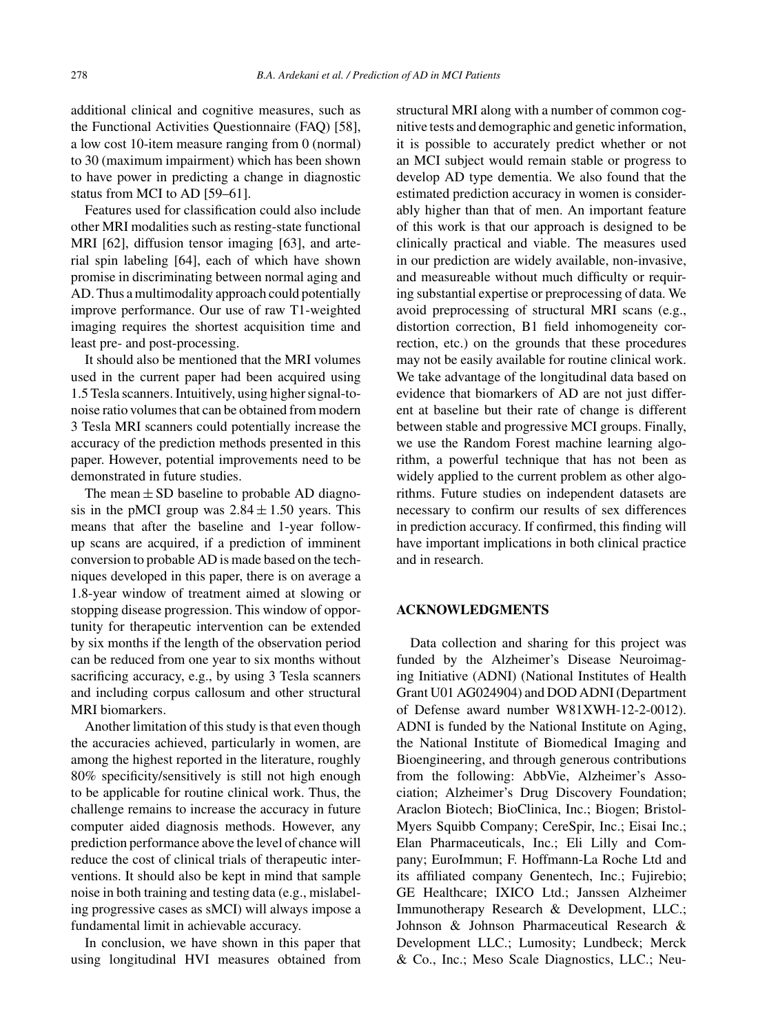additional clinical and cognitive measures, such as the Functional Activities Questionnaire (FAQ) [58], a low cost 10-item measure ranging from 0 (normal) to 30 (maximum impairment) which has been shown to have power in predicting a change in diagnostic status from MCI to AD [59–61].

Features used for classification could also include other MRI modalities such as resting-state functional MRI [62], diffusion tensor imaging [63], and arterial spin labeling [64], each of which have shown promise in discriminating between normal aging and AD. Thus a multimodality approach could potentially improve performance. Our use of raw T1-weighted imaging requires the shortest acquisition time and least pre- and post-processing.

It should also be mentioned that the MRI volumes used in the current paper had been acquired using 1.5 Tesla scanners. Intuitively, using higher signal-to-noise ratio volumes that can be obtained from modern 3 Tesla MRI scanners could potentially increase the accuracy of the prediction methods presented in this paper. However, potential improvements need to be demonstrated in future studies.

The mean $\pm$ SD baseline to probable AD diagnosis in the pMCI group was $2.84 \pm 1.50$ years. This means that after the baseline and 1-year follow-up scans are acquired, if a prediction of imminent conversion to probable AD is made based on the techniques developed in this paper, there is on average a 1.8-year window of treatment aimed at slowing or stopping disease progression. This window of opportunity for therapeutic intervention can be extended by six months if the length of the observation period can be reduced from one year to six months without sacrificing accuracy, e.g., by using 3 Tesla scanners and including corpus callosum and other structural MRI biomarkers.

Another limitation of this study is that even though the accuracies achieved, particularly in women, are among the highest reported in the literature, roughly 80% specificity/sensitively is still not high enough to be applicable for routine clinical work. Thus, the challenge remains to increase the accuracy in future computer aided diagnosis methods. However, any prediction performance above the level of chance will reduce the cost of clinical trials of therapeutic interventions. It should also be kept in mind that sample noise in both training and testing data (e.g., mislabeling progressive cases as sMCI) will always impose a fundamental limit in achievable accuracy.

In conclusion, we have shown in this paper that using longitudinal HVI measures obtained from structural MRI along with a number of common cognitive tests and demographic and genetic information, it is possible to accurately predict whether or not an MCI subject would remain stable or progress to develop AD type dementia. We also found that the estimated prediction accuracy in women is considerably higher than that of men. An important feature of this work is that our approach is designed to be clinically practical and viable. The measures used in our prediction are widely available, non-invasive, and measureable without much difficulty or requiring substantial expertise or preprocessing of data. We avoid preprocessing of structural MRI scans (e.g., distortion correction, B1 field inhomogeneity correction, etc.) on the grounds that these procedures may not be easily available for routine clinical work. We take advantage of the longitudinal data based on evidence that biomarkers of AD are not just different at baseline but their rate of change is different between stable and progressive MCI groups. Finally, we use the Random Forest machine learning algorithm, a powerful technique that has not been as widely applied to the current problem as other algorithms. Future studies on independent datasets are necessary to confirm our results of sex differences in prediction accuracy. If confirmed, this finding will have important implications in both clinical practice and in research.

## ACKNOWLEDGMENTS

Data collection and sharing for this project was funded by the Alzheimer's Disease Neuroimaging Initiative (ADNI) (National Institutes of Health Grant U01 AG024904) and DOD ADNI (Department of Defense award number W81XWH-12-2-0012). ADNI is funded by the National Institute on Aging, the National Institute of Biomedical Imaging and Bioengineering, and through generous contributions from the following: AbbVie, Alzheimer's Association; Alzheimer's Drug Discovery Foundation; Araclon Biotech; BioClinica, Inc.; Biogen; Bristol-Myers Squibb Company; CereSpir, Inc.; Eisai Inc.; Elan Pharmaceuticals, Inc.; Eli Lilly and Company; EuroImmun; F. Hoffmann-La Roche Ltd and its affiliated company Genentech, Inc.; Fujirebio; GE Healthcare; IXICO Ltd.; Janssen Alzheimer Immunotherapy Research & Development, LLC.; Johnson & Johnson Pharmaceutical Research & Development LLC.; Lumosity; Lundbeck; Merck & Co., Inc.; Meso Scale Diagnostics, LLC.; Neu-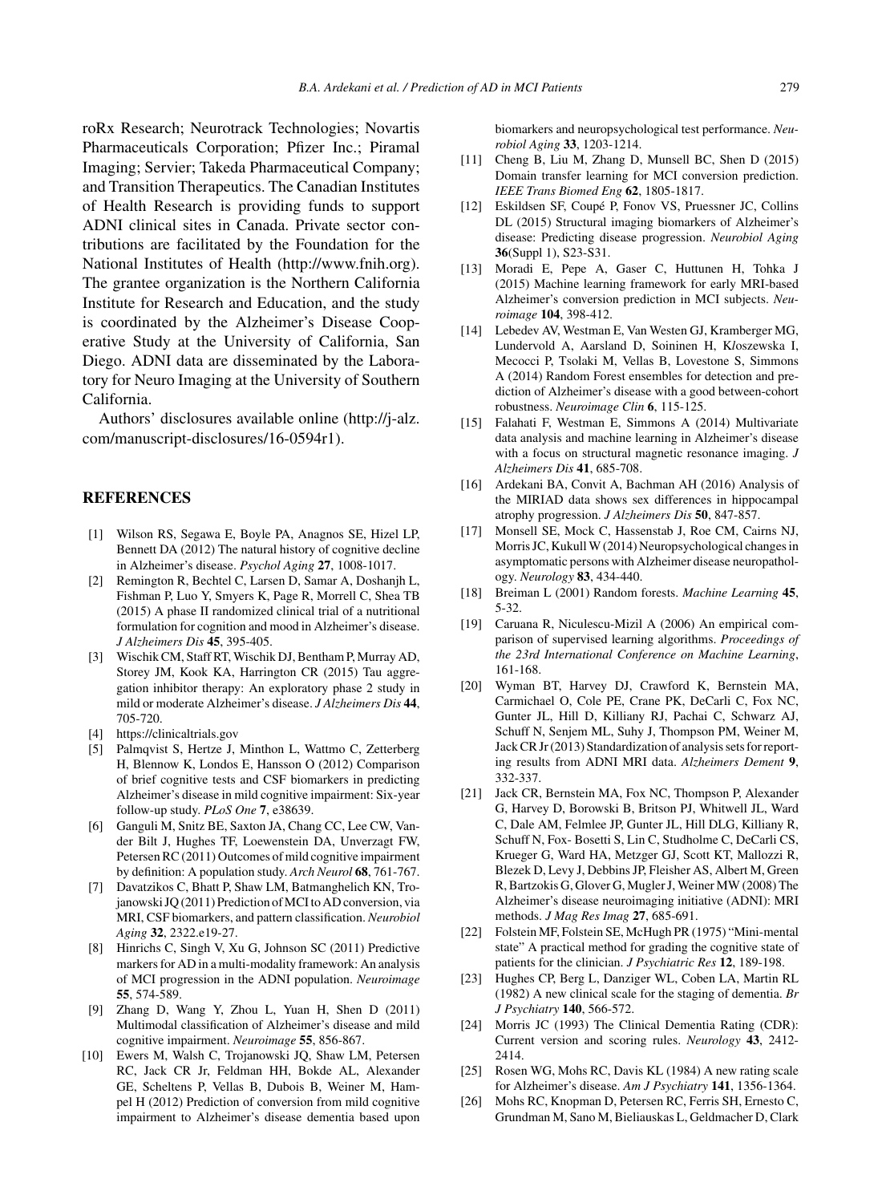roRx Research; Neurotrack Technologies; Novartis Pharmaceuticals Corporation; Pfizer Inc.; Piramal Imaging; Servier; Takeda Pharmaceutical Company; and Transition Therapeutics. The Canadian Institutes of Health Research is providing funds to support ADNI clinical sites in Canada. Private sector contributions are facilitated by the Foundation for the National Institutes of Health (http://www.fnih.org). The grantee organization is the Northern California Institute for Research and Education, and the study is coordinated by the Alzheimer's Disease Cooperative Study at the University of California, San Diego. ADNI data are disseminated by the Laboratory for Neuro Imaging at the University of Southern California.

Authors' disclosures available online (http://j-alz.com/manuscript-disclosures/16-0594r1).

## REFERENCES

- [1] Wilson RS, Segawa E, Boyle PA, Anagnos SE, Hizel LP, Bennett DA (2012) The natural history of cognitive decline in Alzheimer's disease. *Psychol Aging* **27**, 1008-1017.
- [2] Remington R, Bechtel C, Larsen D, Samar A, Doshanjh L, Fishman P, Luo Y, Smyers K, Page R, Morrell C, Shea TB (2015) A phase II randomized clinical trial of a nutritional formulation for cognition and mood in Alzheimer's disease. *J Alzheimers Dis* **45**, 395-405.
- [3] Wischik CM, Staff RT, Wischik DJ, Bentham P, Murray AD, Storey JM, Kook KA, Harrington CR (2015) Tau aggregation inhibitor therapy: An exploratory phase 2 study in mild or moderate Alzheimer's disease. *J Alzheimers Dis* **44**, 705-720.
- [4] https://clinicaltrials.gov
- [5] Palmqvist S, Hertze J, Minthon L, Wattmo C, Zetterberg H, Blennow K, Londos E, Hansson O (2012) Comparison of brief cognitive tests and CSF biomarkers in predicting Alzheimer's disease in mild cognitive impairment: Six-year follow-up study. *PLoS One* **7**, e38639.
- [6] Ganguli M, Snitz BE, Saxton JA, Chang CC, Lee CW, Vander Bilt J, Hughes TF, Loewenstein DA, Unverzagt FW, Petersen RC (2011) Outcomes of mild cognitive impairment by definition: A population study. *Arch Neurol* **68**, 761-767.
- [7] Davatzikos C, Bhatt P, Shaw LM, Batmanghelich KN, Trojanowski JQ (2011) Prediction of MCI to AD conversion, via MRI, CSF biomarkers, and pattern classification. *Neurobiol Aging* **32**, 2322.e19-27.
- [8] Hinrichs C, Singh V, Xu G, Johnson SC (2011) Predictive markers for AD in a multi-modality framework: An analysis of MCI progression in the ADNI population. *Neuroimage* **55**, 574-589.
- [9] Zhang D, Wang Y, Zhou L, Yuan H, Shen D (2011) Multimodal classification of Alzheimer's disease and mild cognitive impairment. *Neuroimage* **55**, 856-867.
- [10] Ewers M, Walsh C, Trojanowski JQ, Shaw LM, Petersen RC, Jack CR Jr, Feldman HH, Bokde AL, Alexander GE, Scheltens P, Vellas B, Dubois B, Weiner M, Hampel H (2012) Prediction of conversion from mild cognitive impairment to Alzheimer's disease dementia based upon biomarkers and neuropsychological test performance. *Neurobiol Aging* **33**, 1203-1214.
- [11] Cheng B, Liu M, Zhang D, Munsell BC, Shen D (2015) Domain transfer learning for MCI conversion prediction. *IEEE Trans Biomed Eng* **62**, 1805-1817.
- [12] Eskildsen SF, Coupé P, Fonov VS, Pruessner JC, Collins DL (2015) Structural imaging biomarkers of Alzheimer's disease: Predicting disease progression. *Neurobiol Aging* **36**(Suppl 1), S23-S31.
- [13] Moradi E, Pepe A, Gaser C, Huttunen H, Tohka J (2015) Machine learning framework for early MRI-based Alzheimer's conversion prediction in MCI subjects. *Neuroimage* **104**, 398-412.
- [14] Lebedev AV, Westman E, Van Westen GJ, Kramberger MG, Lundervold A, Aarsland D, Soininen H, Kłoszewska I, Mecocci P, Tsolaki M, Vellas B, Lovestone S, Simmons A (2014) Random Forest ensembles for detection and prediction of Alzheimer's disease with a good between-cohort robustness. *Neuroimage Clin* **6**, 115-125.
- [15] Falahati F, Westman E, Simmons A (2014) Multivariate data analysis and machine learning in Alzheimer's disease with a focus on structural magnetic resonance imaging. *J Alzheimers Dis* **41**, 685-708.
- [16] Ardekani BA, Convit A, Bachman AH (2016) Analysis of the MIRIAD data shows sex differences in hippocampal atrophy progression. *J Alzheimers Dis* **50**, 847-857.
- [17] Monsell SE, Mock C, Hassenstab J, Roe CM, Cairns NJ, Morris JC, Kukull W (2014) Neuropsychological changes in asymptomatic persons with Alzheimer disease neuropathology. *Neurology* **83**, 434-440.
- [18] Breiman L (2001) Random forests. *Machine Learning* **45**, 5-32.
- [19] Caruana R, Niculescu-Mizil A (2006) An empirical comparison of supervised learning algorithms. *Proceedings of the 23rd International Conference on Machine Learning*, 161-168.
- [20] Wyman BT, Harvey DJ, Crawford K, Bernstein MA, Carmichael O, Cole PE, Crane PK, DeCarli C, Fox NC, Gunter JL, Hill D, Killiany RJ, Pachai C, Schwarz AJ, Schuff N, Senjem ML, Suhy J, Thompson PM, Weiner M, Jack CR Jr (2013) Standardization of analysis sets for reporting results from ADNI MRI data. *Alzheimers Dement* **9**, 332-337.
- [21] Jack CR, Bernstein MA, Fox NC, Thompson P, Alexander G, Harvey D, Borowski B, Britson PJ, Whitwell JL, Ward C, Dale AM, Felmlee JP, Gunter JL, Hill DLG, Killiany R, Schuff N, Fox- Bosetti S, Lin C, Studholme C, DeCarli CS, Krueger G, Ward HA, Metzger GJ, Scott KT, Mallozzi R, Blezek D, Levy J, Debbins JP, Fleisher AS, Albert M, Green R, Bartzokis G, Glover G, Mugler J, Weiner MW (2008) The Alzheimer's disease neuroimaging initiative (ADNI): MRI methods. *J Mag Res Imag* **27**, 685-691.
- [22] Folstein MF, Folstein SE, McHugh PR (1975) "Mini-mental state" A practical method for grading the cognitive state of patients for the clinician. *J Psychiatric Res* **12**, 189-198.
- [23] Hughes CP, Berg L, Danziger WL, Coben LA, Martin RL (1982) A new clinical scale for the staging of dementia. *Br J Psychiatry* **140**, 566-572.
- [24] Morris JC (1993) The Clinical Dementia Rating (CDR): Current version and scoring rules. *Neurology* **43**, 2412-2414.
- [25] Rosen WG, Mohs RC, Davis KL (1984) A new rating scale for Alzheimer's disease. *Am J Psychiatry* **141**, 1356-1364.
- [26] Mohs RC, Knopman D, Petersen RC, Ferris SH, Ernesto C, Grundman M, Sano M, Bieliauskas L, Geldmacher D, Clark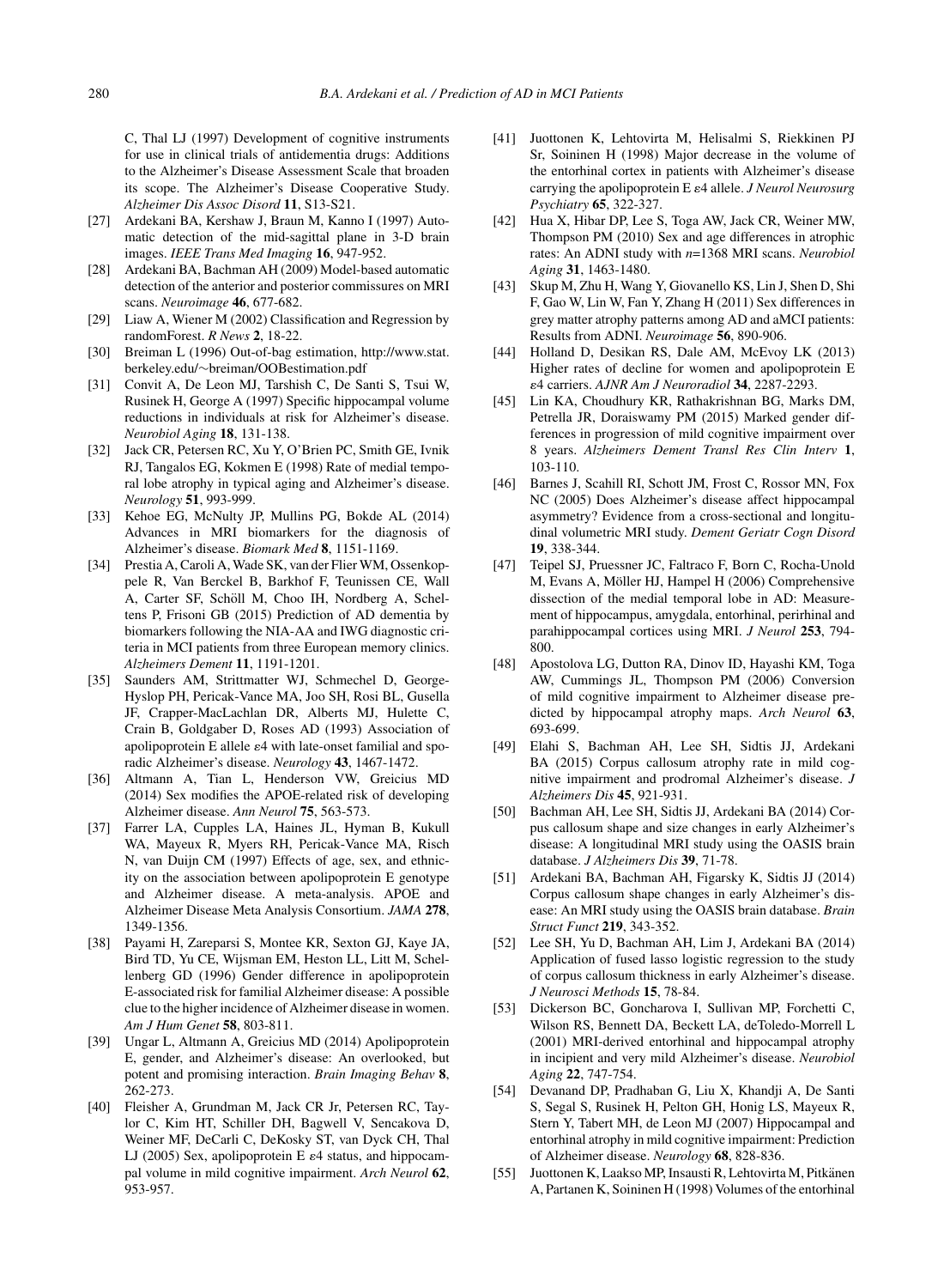C, Thal LJ (1997) Development of cognitive instruments for use in clinical trials of antidementia drugs: Additions to the Alzheimer's Disease Assessment Scale that broaden its scope. The Alzheimer's Disease Cooperative Study. *Alzheimer Dis Assoc Disord* **11**, S13-S21.

[27] Ardekani BA, Kershaw J, Braun M, Kanno I (1997) Automatic detection of the mid-sagittal plane in 3-D brain images. *IEEE Trans Med Imaging* **16**, 947-952.

[28] Ardekani BA, Bachman AH (2009) Model-based automatic detection of the anterior and posterior commissures on MRI scans. *Neuroimage* **46**, 677-682.

[29] Liaw A, Wiener M (2002) Classification and Regression by randomForest. *R News* **2**, 18-22.

[30] Breiman L (1996) Out-of-bag estimation, http://www.stat.berkeley.edu/~breiman/OOBestimation.pdf

[31] Convit A, De Leon MJ, Tarshish C, De Santi S, Tsui W, Rusinek H, George A (1997) Specific hippocampal volume reductions in individuals at risk for Alzheimer's disease. *Neurobiol Aging* **18**, 131-138.

[32] Jack CR, Petersen RC, Xu Y, O'Brien PC, Smith GE, Ivnik RJ, Tangalos EG, Kokmen E (1998) Rate of medial temporal lobe atrophy in typical aging and Alzheimer's disease. *Neurology* **51**, 993-999.

[33] Kehoe EG, McNulty JP, Mullins PG, Bokde AL (2014) Advances in MRI biomarkers for the diagnosis of Alzheimer's disease. *Biomark Med* **8**, 1151-1169.

[34] Prestia A, Caroli A, Wade SK, van der Flier WM, Ossenkoppele R, Van Berckel B, Barkhof F, Teunissen CE, Wall A, Carter SF, Schöll M, Choo IH, Nordberg A, Scheltens P, Frisoni GB (2015) Prediction of AD dementia by biomarkers following the NIA-AA and IWG diagnostic criteria in MCI patients from three European memory clinics. *Alzheimers Dement* **11**, 1191-1201.

[35] Saunders AM, Strittmatter WJ, Schmechel D, George-Hyslop PH, Pericak-Vance MA, Joo SH, Rosi BL, Gusella JF, Crapper-MacLachlan DR, Alberts MJ, Hulette C, Crain B, Goldgaber D, Roses AD (1993) Association of apolipoprotein E allele ε4 with late-onset familial and sporadic Alzheimer's disease. *Neurology* **43**, 1467-1472.

[36] Altmann A, Tian L, Henderson VW, Greicius MD (2014) Sex modifies the APOE-related risk of developing Alzheimer disease. *Ann Neurol* **75**, 563-573.

[37] Farrer LA, Cupples LA, Haines JL, Hyman B, Kukull WA, Mayeux R, Myers RH, Pericak-Vance MA, Risch N, van Duijn CM (1997) Effects of age, sex, and ethnicity on the association between apolipoprotein E genotype and Alzheimer disease. A meta-analysis. APOE and Alzheimer Disease Meta Analysis Consortium. *JAMA* **278**, 1349-1356.

[38] Payami H, Zareparsi S, Montee KR, Sexton GJ, Kaye JA, Bird TD, Yu CE, Wijsman EM, Heston LL, Litt M, Schellenberg GD (1996) Gender difference in apolipoprotein E-associated risk for familial Alzheimer disease: A possible clue to the higher incidence of Alzheimer disease in women. *Am J Hum Genet* **58**, 803-811.

[39] Ungar L, Altmann A, Greicius MD (2014) Apolipoprotein E, gender, and Alzheimer's disease: An overlooked, but potent and promising interaction. *Brain Imaging Behav* **8**, 262-273.

[40] Fleisher A, Grundman M, Jack CR Jr, Petersen RC, Taylor C, Kim HT, Schiller DH, Bagwell V, Sencakova D, Weiner MF, DeCarli C, DeKosky ST, van Dyck CH, Thal LJ (2005) Sex, apolipoprotein E ε4 status, and hippocampal volume in mild cognitive impairment. *Arch Neurol* **62**, 953-957.

[41] Juottonen K, Lehtovirta M, Helisalmi S, Riekkinen PJ Sr, Soininen H (1998) Major decrease in the volume of the entorhinal cortex in patients with Alzheimer's disease carrying the apolipoprotein E ε4 allele. *J Neurol Neurosurg Psychiatry* **65**, 322-327.

[42] Hua X, Hibar DP, Lee S, Toga AW, Jack CR, Weiner MW, Thompson PM (2010) Sex and age differences in atrophic rates: An ADNI study with *n*=1368 MRI scans. *Neurobiol Aging* **31**, 1463-1480.

[43] Skup M, Zhu H, Wang Y, Giovanello KS, Lin J, Shen D, Shi F, Gao W, Lin W, Fan Y, Zhang H (2011) Sex differences in grey matter atrophy patterns among AD and aMCI patients: Results from ADNI. *Neuroimage* **56**, 890-906.

[44] Holland D, Desikan RS, Dale AM, McEvoy LK (2013) Higher rates of decline for women and apolipoprotein E ε4 carriers. *AJNR Am J Neuroradiol* **34**, 2287-2293.

[45] Lin KA, Choudhury KR, Rathakrishnan BG, Marks DM, Petrella JR, Doraiswamy PM (2015) Marked gender differences in progression of mild cognitive impairment over 8 years. *Alzheimers Dement Transl Res Clin Interv* **1**, 103-110.

[46] Barnes J, Scahill RI, Schott JM, Frost C, Rossor MN, Fox NC (2005) Does Alzheimer's disease affect hippocampal asymmetry? Evidence from a cross-sectional and longitudinal volumetric MRI study. *Dement Geriatr Cogn Disord* **19**, 338-344.

[47] Teipel SJ, Pruessner JC, Faltraco F, Born C, Rocha-Unold M, Evans A, Möller HJ, Hampel H (2006) Comprehensive dissection of the medial temporal lobe in AD: Measurement of hippocampus, amygdala, entorhinal, perirhinal and parahippocampal cortices using MRI. *J Neurol* **253**, 794-800.

[48] Apostolova LG, Dutton RA, Dinov ID, Hayashi KM, Toga AW, Cummings JL, Thompson PM (2006) Conversion of mild cognitive impairment to Alzheimer disease predicted by hippocampal atrophy maps. *Arch Neurol* **63**, 693-699.

[49] Elahi S, Bachman AH, Lee SH, Sidtis JJ, Ardekani BA (2015) Corpus callosum atrophy rate in mild cognitive impairment and prodromal Alzheimer's disease. *J Alzheimers Dis* **45**, 921-931.

[50] Bachman AH, Lee SH, Sidtis JJ, Ardekani BA (2014) Corpus callosum shape and size changes in early Alzheimer's disease: A longitudinal MRI study using the OASIS brain database. *J Alzheimers Dis* **39**, 71-78.

[51] Ardekani BA, Bachman AH, Figarsky K, Sidtis JJ (2014) Corpus callosum shape changes in early Alzheimer's disease: An MRI study using the OASIS brain database. *Brain Struct Funct* **219**, 343-352.

[52] Lee SH, Yu D, Bachman AH, Lim J, Ardekani BA (2014) Application of fused lasso logistic regression to the study of corpus callosum thickness in early Alzheimer's disease. *J Neurosci Methods* **15**, 78-84.

[53] Dickerson BC, Goncharova I, Sullivan MP, Forchetti C, Wilson RS, Bennett DA, Beckett LA, deToledo-Morrell L (2001) MRI-derived entorhinal and hippocampal atrophy in incipient and very mild Alzheimer's disease. *Neurobiol Aging* **22**, 747-754.

[54] Devanand DP, Pradhaban G, Liu X, Khandji A, De Santi S, Segal S, Rusinek H, Pelton GH, Honig LS, Mayeux R, Stern Y, Tabert MH, de Leon MJ (2007) Hippocampal and entorhinal atrophy in mild cognitive impairment: Prediction of Alzheimer disease. *Neurology* **68**, 828-836.

[55] Juottonen K, Laakso MP, Insausti R, Lehtovirta M, Pitkänen A, Partanen K, Soininen H (1998) Volumes of the entorhinal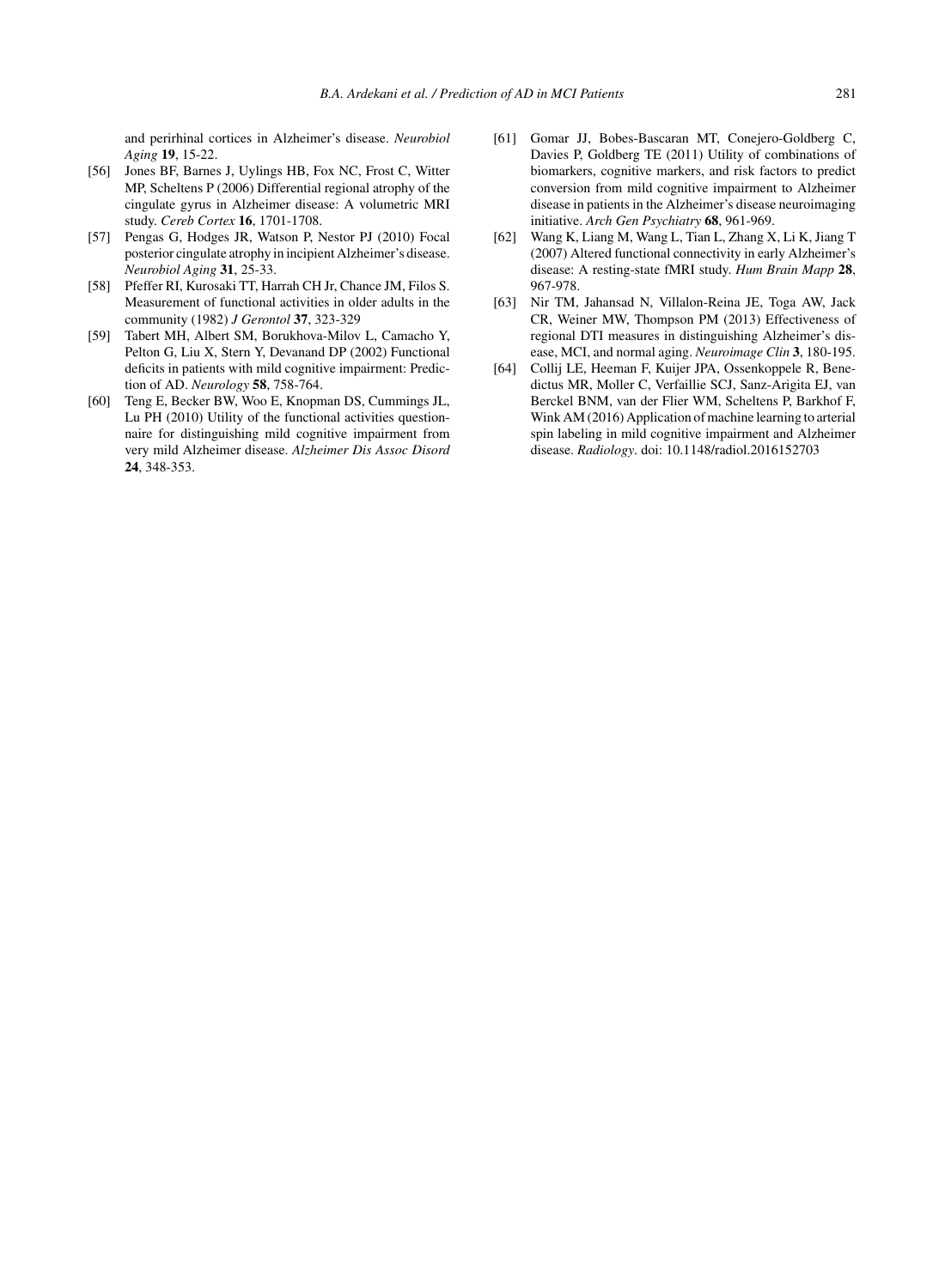and perirhinal cortices in Alzheimer's disease. *Neurobiol Aging* **19**, 15-22.

[56] Jones BF, Barnes J, Uylings HB, Fox NC, Frost C, Witter MP, Scheltens P (2006) Differential regional atrophy of the cingulate gyrus in Alzheimer disease: A volumetric MRI study. *Cereb Cortex* **16**, 1701-1708.

[57] Pengas G, Hodges JR, Watson P, Nestor PJ (2010) Focal posterior cingulate atrophy in incipient Alzheimer's disease. *Neurobiol Aging* **31**, 25-33.

[58] Pfeffer RI, Kurosaki TT, Harrah CH Jr, Chance JM, Filos S. Measurement of functional activities in older adults in the community (1982) *J Gerontol* **37**, 323-329

[59] Tabert MH, Albert SM, Borukhova-Milov L, Camacho Y, Pelton G, Liu X, Stern Y, Devanand DP (2002) Functional deficits in patients with mild cognitive impairment: Prediction of AD. *Neurology* **58**, 758-764.

[60] Teng E, Becker BW, Woo E, Knopman DS, Cummings JL, Lu PH (2010) Utility of the functional activities questionnaire for distinguishing mild cognitive impairment from very mild Alzheimer disease. *Alzheimer Dis Assoc Disord* **24**, 348-353.

[61] Gomar JJ, Bobes-Bascaran MT, Conejero-Goldberg C, Davies P, Goldberg TE (2011) Utility of combinations of biomarkers, cognitive markers, and risk factors to predict conversion from mild cognitive impairment to Alzheimer disease in patients in the Alzheimer's disease neuroimaging initiative. *Arch Gen Psychiatry* **68**, 961-969.

[62] Wang K, Liang M, Wang L, Tian L, Zhang X, Li K, Jiang T (2007) Altered functional connectivity in early Alzheimer's disease: A resting-state fMRI study. *Hum Brain Mapp* **28**, 967-978.

[63] Nir TM, Jahansad N, Villalon-Reina JE, Toga AW, Jack CR, Weiner MW, Thompson PM (2013) Effectiveness of regional DTI measures in distinguishing Alzheimer's disease, MCI, and normal aging. *Neuroimage Clin* **3**, 180-195.

[64] Collij LE, Heeman F, Kuijer JPA, Ossenkoppele R, Benedictus MR, Moller C, Verfaillie SCJ, Sanz-Arigita EJ, van Berckel BNM, van der Flier WM, Scheltens P, Barkhof F, Wink AM (2016) Application of machine learning to arterial spin labeling in mild cognitive impairment and Alzheimer disease. *Radiology*. doi: 10.1148/radiol.2016152703